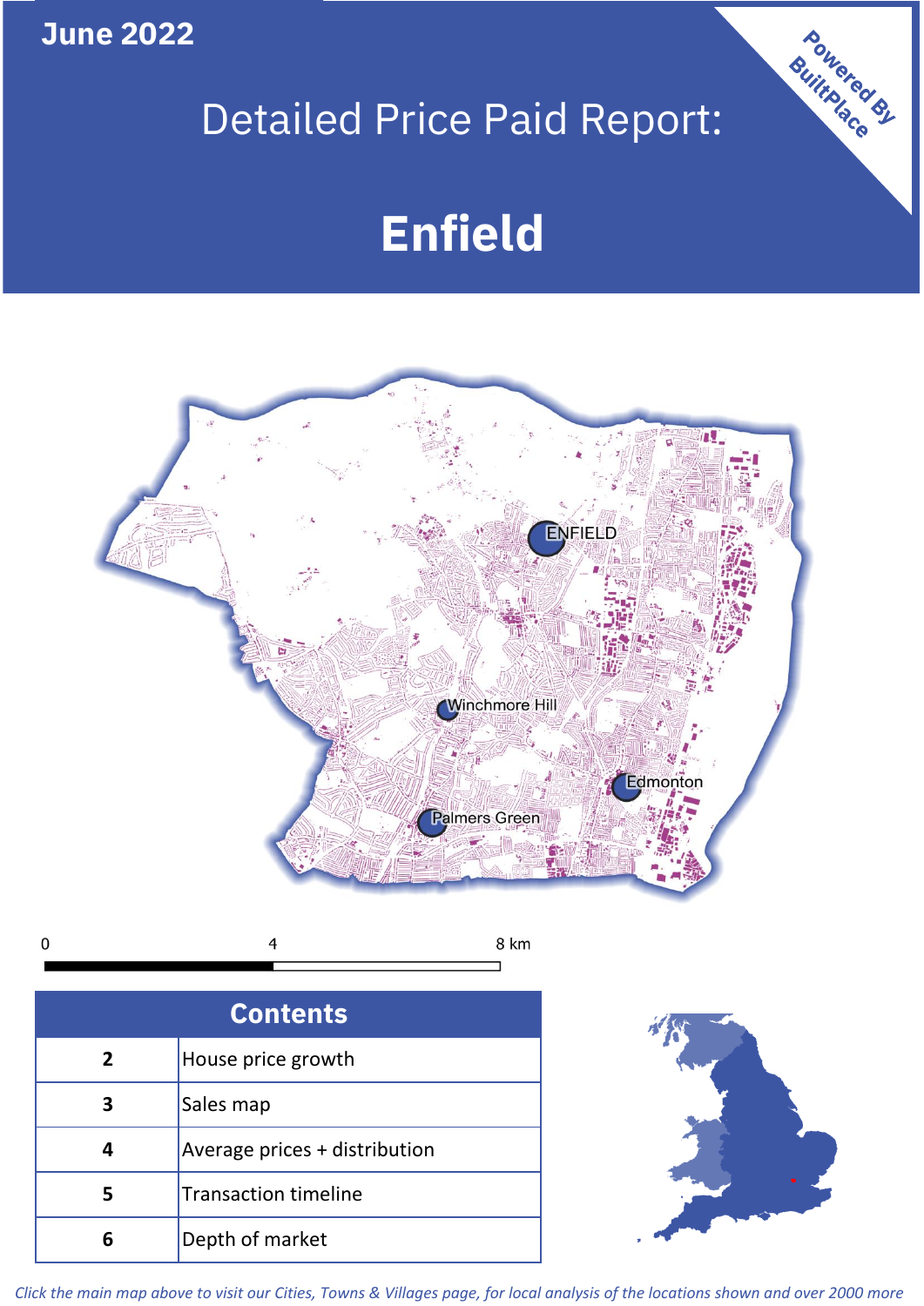June 2022

# Detailed Price Paid Report:

# Enfield

Powered By BuiltPlace

ENFIELD

Winchmore Hill

Edmonton

Palmers Green

0 4 8 km

| Contents | |
|---|---|
| 2 | House price growth |
| 3 | Sales map |
| 4 | Average prices + distribution |
| 5 | Transaction timeline |
| 6 | Depth of market |

*Click the main map above to visit our Cities, Towns & Villages page, for local analysis of the locations shown and over 2000 more*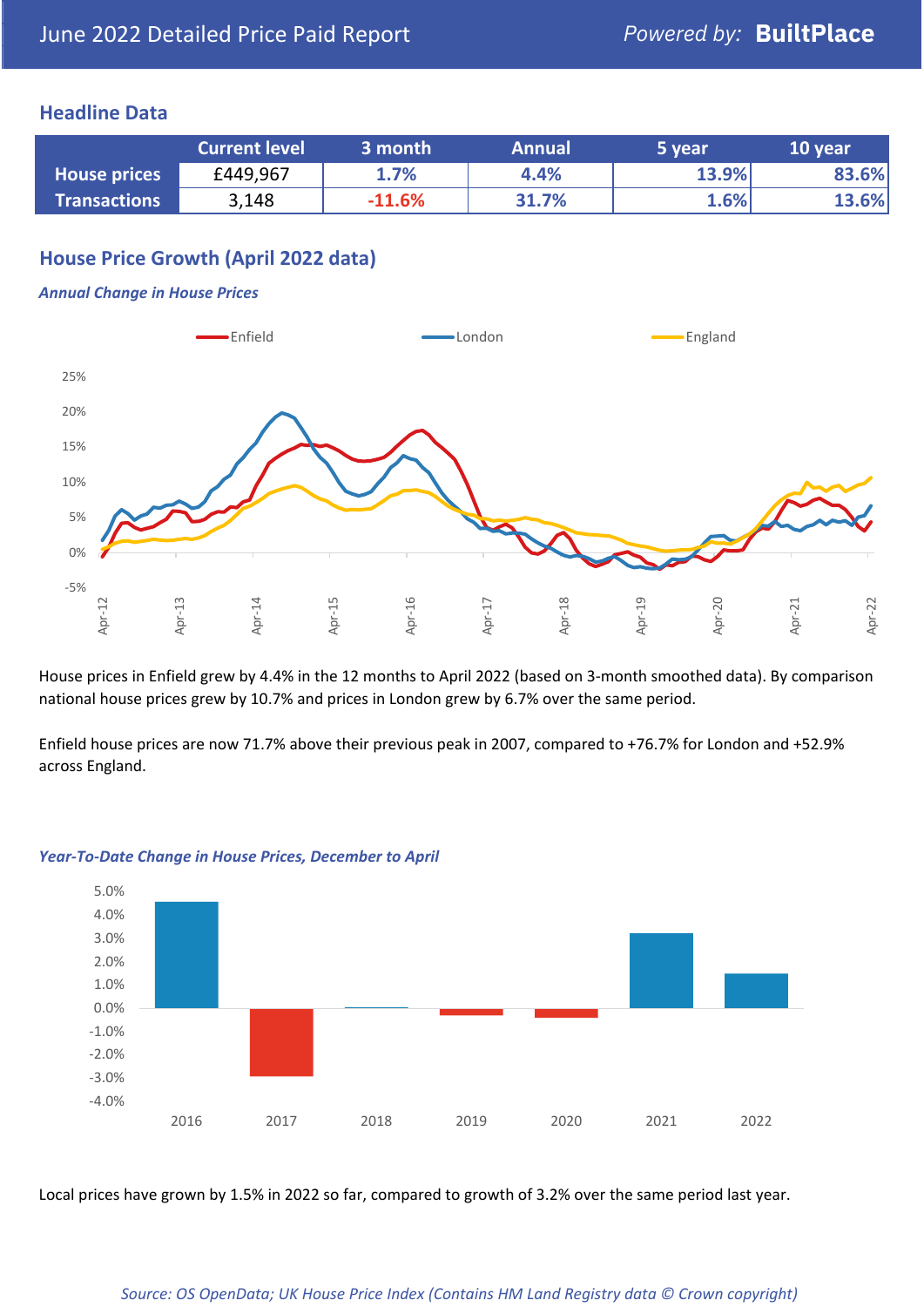# June 2022 Detailed Price Paid Report

Powered by: **BuiltPlace**

## Headline Data

| | Current level | 3 month | Annual | 5 year | 10 year |
|---|---|---|---|---|---|
| **House prices** | £449,967 | 1.7% | 4.4% | 13.9% | 83.6% |
| **Transactions** | 3,148 | -11.6% | 31.7% | 1.6% | 13.6% |

## House Price Growth (April 2022 data)

***Annual Change in House Prices***

House prices in Enfield grew by 4.4% in the 12 months to April 2022 (based on 3-month smoothed data). By comparison national house prices grew by 10.7% and prices in London grew by 6.7% over the same period.

Enfield house prices are now 71.7% above their previous peak in 2007, compared to +76.7% for London and +52.9% across England.

***Year-To-Date Change in House Prices, December to April***

Local prices have grown by 1.5% in 2022 so far, compared to growth of 3.2% over the same period last year.

*Source: OS OpenData; UK House Price Index (Contains HM Land Registry data © Crown copyright)*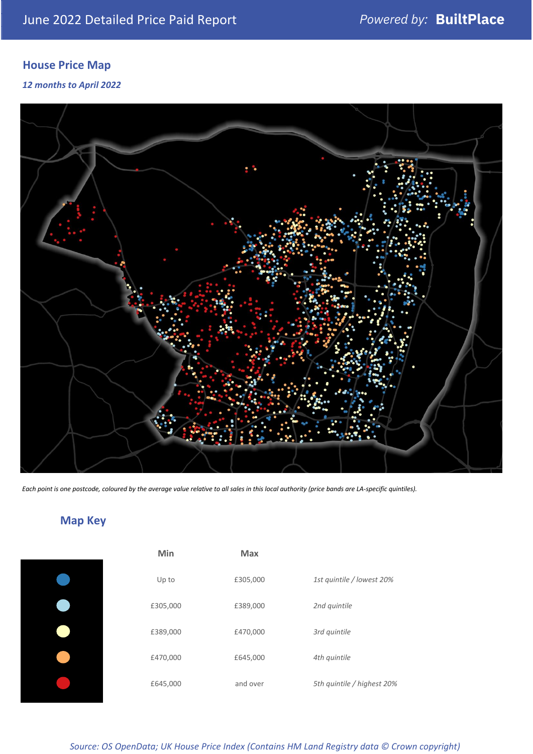## House Price Map

***12 months to April 2022***

*Each point is one postcode, coloured by the average value relative to all sales in this local authority (price bands are LA-specific quintiles).*

## Map Key

| Min | Max | |
|---|---|---|
| Up to | £305,000 | *1st quintile / lowest 20%* |
| £305,000 | £389,000 | *2nd quintile* |
| £389,000 | £470,000 | *3rd quintile* |
| £470,000 | £645,000 | *4th quintile* |
| £645,000 | and over | *5th quintile / highest 20%* |

*Source: OS OpenData; UK House Price Index (Contains HM Land Registry data © Crown copyright)*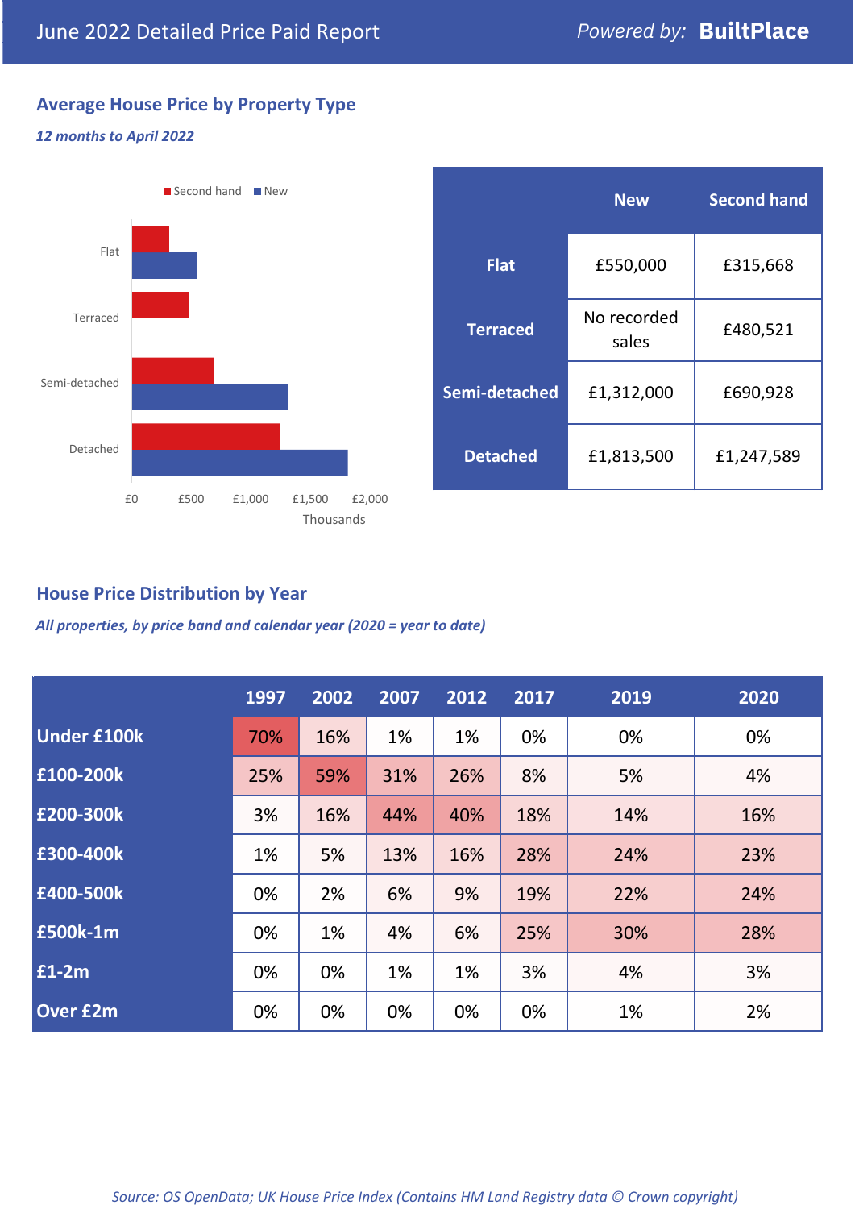June 2022 Detailed Price Paid Report

Powered by: **BuiltPlace**

## Average House Price by Property Type

*12 months to April 2022*

|  | New | Second hand |
|---|---|---|
| **Flat** | £550,000 | £315,668 |
| **Terraced** | No recorded sales | £480,521 |
| **Semi-detached** | £1,312,000 | £690,928 |
| **Detached** | £1,813,500 | £1,247,589 |

## House Price Distribution by Year

*All properties, by price band and calendar year (2020 = year to date)*

|  | 1997 | 2002 | 2007 | 2012 | 2017 | 2019 | 2020 |
|---|---|---|---|---|---|---|---|
| **Under £100k** | 70% | 16% | 1% | 1% | 0% | 0% | 0% |
| **£100-200k** | 25% | 59% | 31% | 26% | 8% | 5% | 4% |
| **£200-300k** | 3% | 16% | 44% | 40% | 18% | 14% | 16% |
| **£300-400k** | 1% | 5% | 13% | 16% | 28% | 24% | 23% |
| **£400-500k** | 0% | 2% | 6% | 9% | 19% | 22% | 24% |
| **£500k-1m** | 0% | 1% | 4% | 6% | 25% | 30% | 28% |
| **£1-2m** | 0% | 0% | 1% | 1% | 3% | 4% | 3% |
| **Over £2m** | 0% | 0% | 0% | 0% | 0% | 1% | 2% |

*Source: OS OpenData; UK House Price Index (Contains HM Land Registry data © Crown copyright)*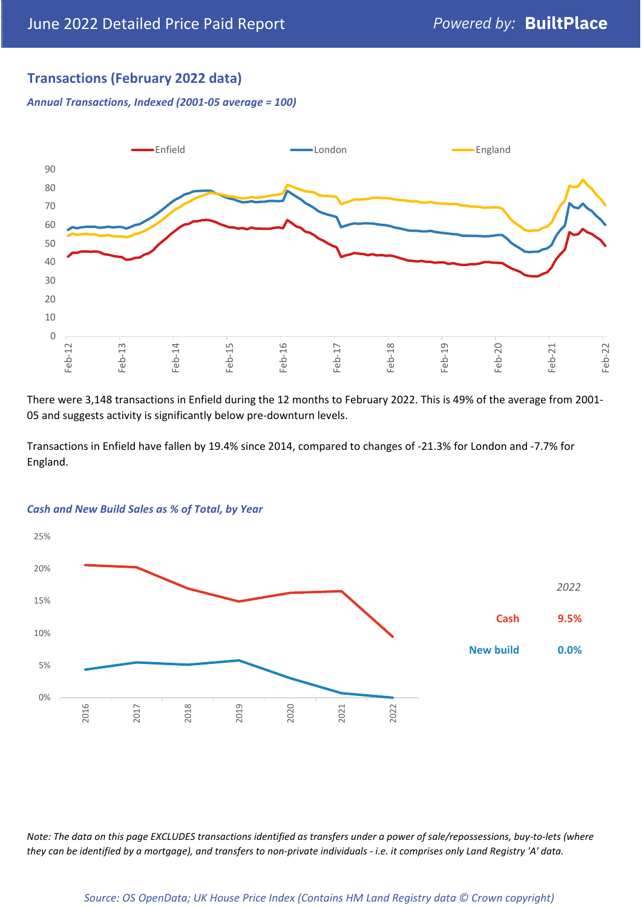## Transactions (February 2022 data)

*Annual Transactions, Indexed (2001-05 average = 100)*

There were 3,148 transactions in Enfield during the 12 months to February 2022. This is 49% of the average from 2001-05 and suggests activity is significantly below pre-downturn levels.

Transactions in Enfield have fallen by 19.4% since 2014, compared to changes of -21.3% for London and -7.7% for England.

*Cash and New Build Sales as % of Total, by Year*

| 2022 | |
|---|---|
| Cash | 9.5% |
| New build | 0.0% |

*Note: The data on this page EXCLUDES transactions identified as transfers under a power of sale/repossessions, buy-to-lets (where they can be identified by a mortgage), and transfers to non-private individuals - i.e. it comprises only Land Registry 'A' data.*

*Source: OS OpenData; UK House Price Index (Contains HM Land Registry data © Crown copyright)*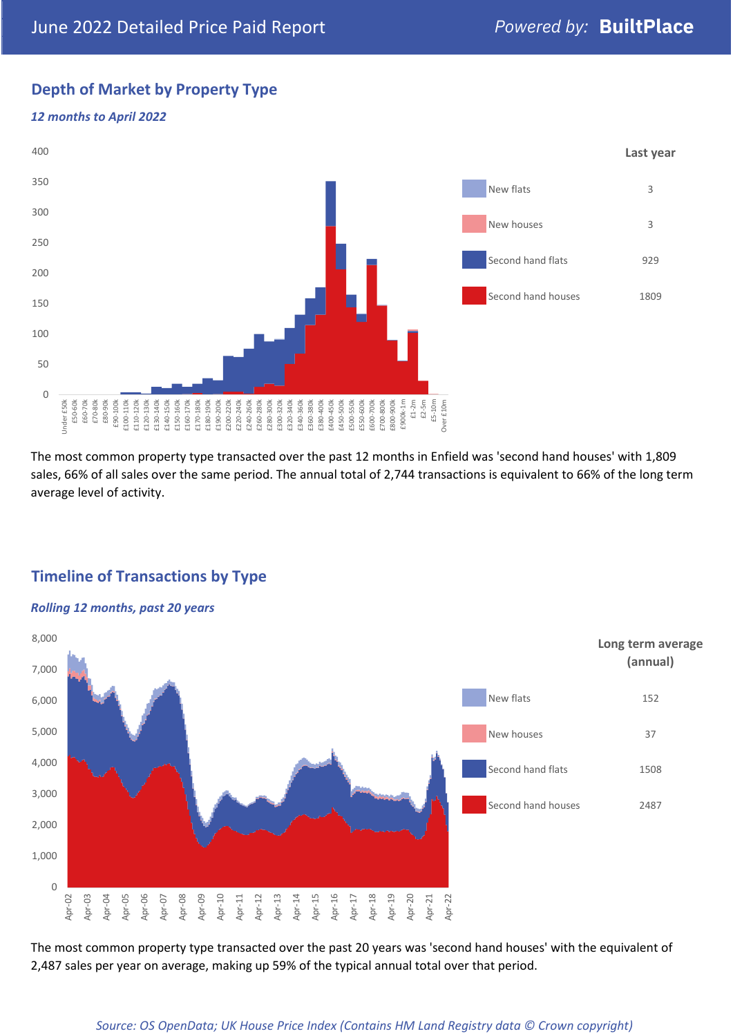# June 2022 Detailed Price Paid Report

Powered by: **BuiltPlace**

## Depth of Market by Property Type

*12 months to April 2022*

400
350
300
250
200
150
100
50
0

Under £50k, £50-60k, £60-70k, £70-80k, £80-90k, £90-100k, £100-110k, £110-120k, £120-130k, £130-140k, £140-150k, £150-160k, £160-170k, £170-180k, £180-190k, £190-200k, £200-220k, £220-240k, £240-260k, £260-280k, £280-300k, £300-320k, £320-340k, £340-360k, £360-380k, £380-400k, £400-450k, £450-500k, £500-550k, £550-600k, £600-700k, £700-800k, £800-900k, £900k-1m, £1-2m, £2-5m, £5-10m, Over £10m

Last year

New flats 3
New houses 3
Second hand flats 929
Second hand houses 1809

The most common property type transacted over the past 12 months in Enfield was 'second hand houses' with 1,809 sales, 66% of all sales over the same period. The annual total of 2,744 transactions is equivalent to 66% of the long term average level of activity.

## Timeline of Transactions by Type

*Rolling 12 months, past 20 years*

8,000
7,000
6,000
5,000
4,000
3,000
2,000
1,000
0

Apr-02, Apr-03, Apr-04, Apr-05, Apr-06, Apr-07, Apr-08, Apr-09, Apr-10, Apr-11, Apr-12, Apr-13, Apr-14, Apr-15, Apr-16, Apr-17, Apr-18, Apr-19, Apr-20, Apr-21, Apr-22

Long term average (annual)

New flats 152
New houses 37
Second hand flats 1508
Second hand houses 2487

The most common property type transacted over the past 20 years was 'second hand houses' with the equivalent of 2,487 sales per year on average, making up 59% of the typical annual total over that period.

*Source: OS OpenData; UK House Price Index (Contains HM Land Registry data © Crown copyright)*